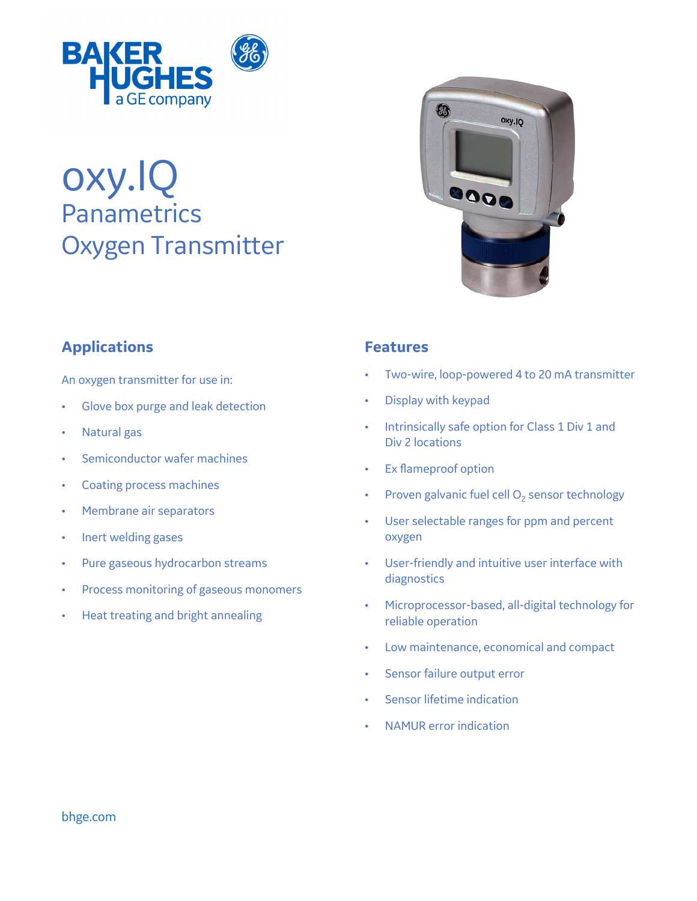# oxy.IQ

## Panametrics Oxygen Transmitter

### Applications

An oxygen transmitter for use in:

- Glove box purge and leak detection
- Natural gas
- Semiconductor wafer machines
- Coating process machines
- Membrane air separators
- Inert welding gases
- Pure gaseous hydrocarbon streams
- Process monitoring of gaseous monomers
- Heat treating and bright annealing

### Features

- Two-wire, loop-powered 4 to 20 mA transmitter
- Display with keypad
- Intrinsically safe option for Class 1 Div 1 and Div 2 locations
- Ex flameproof option
- Proven galvanic fuel cell $O_2$ sensor technology
- User selectable ranges for ppm and percent oxygen
- User-friendly and intuitive user interface with diagnostics
- Microprocessor-based, all-digital technology for reliable operation
- Low maintenance, economical and compact
- Sensor failure output error
- Sensor lifetime indication
- NAMUR error indication

bhge.com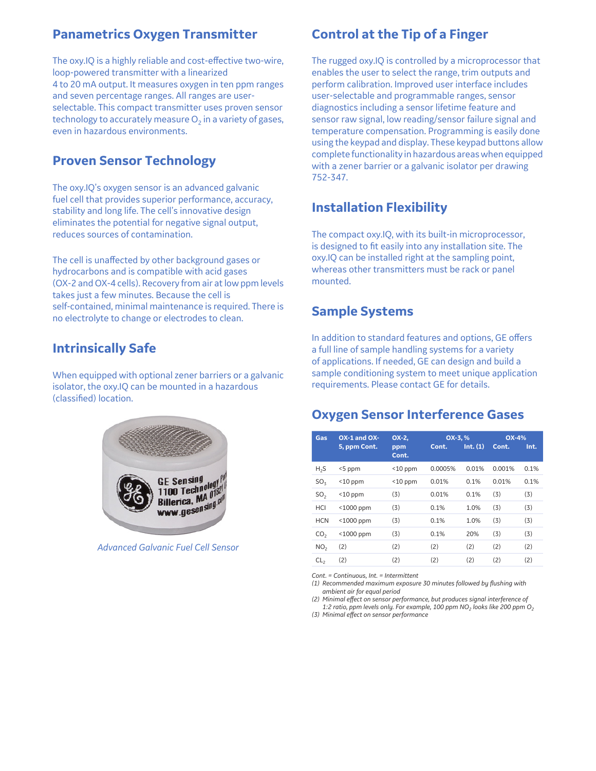## Panametrics Oxygen Transmitter

The oxy.IQ is a highly reliable and cost-effective two-wire, loop-powered transmitter with a linearized 4 to 20 mA output. It measures oxygen in ten ppm ranges and seven percentage ranges. All ranges are user-selectable. This compact transmitter uses proven sensor technology to accurately measure $O_2$ in a variety of gases, even in hazardous environments.

## Proven Sensor Technology

The oxy.IQ's oxygen sensor is an advanced galvanic fuel cell that provides superior performance, accuracy, stability and long life. The cell's innovative design eliminates the potential for negative signal output, reduces sources of contamination.

The cell is unaffected by other background gases or hydrocarbons and is compatible with acid gases (OX-2 and OX-4 cells). Recovery from air at low ppm levels takes just a few minutes. Because the cell is self-contained, minimal maintenance is required. There is no electrolyte to change or electrodes to clean.

## Intrinsically Safe

When equipped with optional zener barriers or a galvanic isolator, the oxy.IQ can be mounted in a hazardous (classified) location.

*Advanced Galvanic Fuel Cell Sensor*

## Control at the Tip of a Finger

The rugged oxy.IQ is controlled by a microprocessor that enables the user to select the range, trim outputs and perform calibration. Improved user interface includes user-selectable and programmable ranges, sensor diagnostics including a sensor lifetime feature and sensor raw signal, low reading/sensor failure signal and temperature compensation. Programming is easily done using the keypad and display. These keypad buttons allow complete functionality in hazardous areas when equipped with a zener barrier or a galvanic isolator per drawing 752-347.

## Installation Flexibility

The compact oxy.IQ, with its built-in microprocessor, is designed to fit easily into any installation site. The oxy.IQ can be installed right at the sampling point, whereas other transmitters must be rack or panel mounted.

## Sample Systems

In addition to standard features and options, GE offers a full line of sample handling systems for a variety of applications. If needed, GE can design and build a sample conditioning system to meet unique application requirements. Please contact GE for details.

## Oxygen Sensor Interference Gases

| Gas | OX-1 and OX-5, ppm Cont. | OX-2, ppm Cont. | OX-3, % | | OX-4% | |
|---|---|---|---|---|---|---|
| | | | Cont. | Int. (1) | Cont. | Int. |
| $H_2S$ | <5 ppm | <10 ppm | 0.0005% | 0.01% | 0.001% | 0.1% |
| $SO_3$ | <10 ppm | <10 ppm | 0.01% | 0.1% | 0.01% | 0.1% |
| $SO_2$ | <10 ppm | (3) | 0.01% | 0.1% | (3) | (3) |
| HCl | <1000 ppm | (3) | 0.1% | 1.0% | (3) | (3) |
| HCN | <1000 ppm | (3) | 0.1% | 1.0% | (3) | (3) |
| $CO_2$ | <1000 ppm | (3) | 0.1% | 20% | (3) | (3) |
| $NO_2$ | (2) | (2) | (2) | (2) | (2) | (2) |
| $CL_2$ | (2) | (2) | (2) | (2) | (2) | (2) |

*Cont. = Continuous, Int. = Intermittent*

*(1) Recommended maximum exposure 30 minutes followed by flushing with ambient air for equal period*

*(2) Minimal effect on sensor performance, but produces signal interference of 1:2 ratio, ppm levels only. For example, 100 ppm $NO_2$ looks like 200 ppm $O_2$*

*(3) Minimal effect on sensor performance*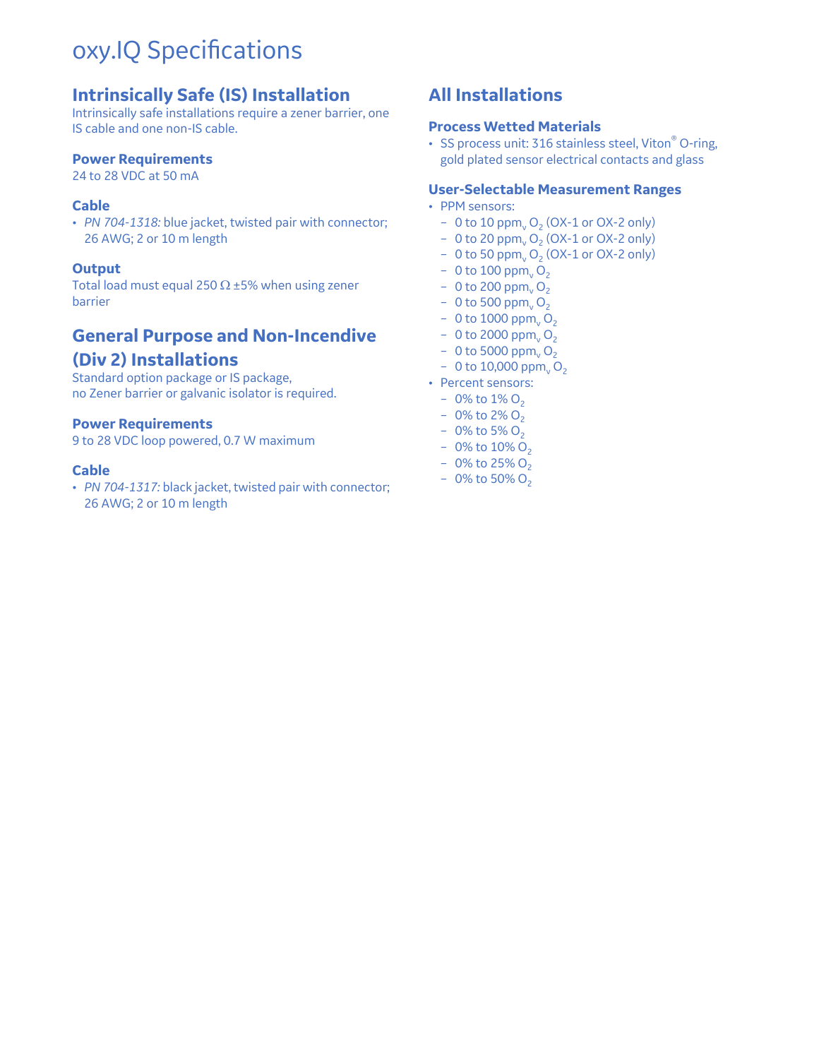# oxy.IQ Specifications

## Intrinsically Safe (IS) Installation

Intrinsically safe installations require a zener barrier, one IS cable and one non-IS cable.

### Power Requirements

24 to 28 VDC at 50 mA

### Cable

- *PN 704-1318:* blue jacket, twisted pair with connector; 26 AWG; 2 or 10 m length

### Output

Total load must equal 250 Ω ±5% when using zener barrier

## General Purpose and Non-Incendive (Div 2) Installations

Standard option package or IS package,
no Zener barrier or galvanic isolator is required.

### Power Requirements

9 to 28 VDC loop powered, 0.7 W maximum

### Cable

- *PN 704-1317:* black jacket, twisted pair with connector; 26 AWG; 2 or 10 m length

## All Installations

### Process Wetted Materials

- SS process unit: 316 stainless steel, Viton® O-ring, gold plated sensor electrical contacts and glass

### User-Selectable Measurement Ranges

- PPM sensors:
  - 0 to 10 $ppm_v$ $O_2$ (OX-1 or OX-2 only)
  - 0 to 20 $ppm_v$ $O_2$ (OX-1 or OX-2 only)
  - 0 to 50 $ppm_v$ $O_2$ (OX-1 or OX-2 only)
  - 0 to 100 $ppm_v$ $O_2$
  - 0 to 200 $ppm_v$ $O_2$
  - 0 to 500 $ppm_v$ $O_2$
  - 0 to 1000 $ppm_v$ $O_2$
  - 0 to 2000 $ppm_v$ $O_2$
  - 0 to 5000 $ppm_v$ $O_2$
  - 0 to 10,000 $ppm_v$ $O_2$
- Percent sensors:
  - 0% to 1% $O_2$
  - 0% to 2% $O_2$
  - 0% to 5% $O_2$
  - 0% to 10% $O_2$
  - 0% to 25% $O_2$
  - 0% to 50% $O_2$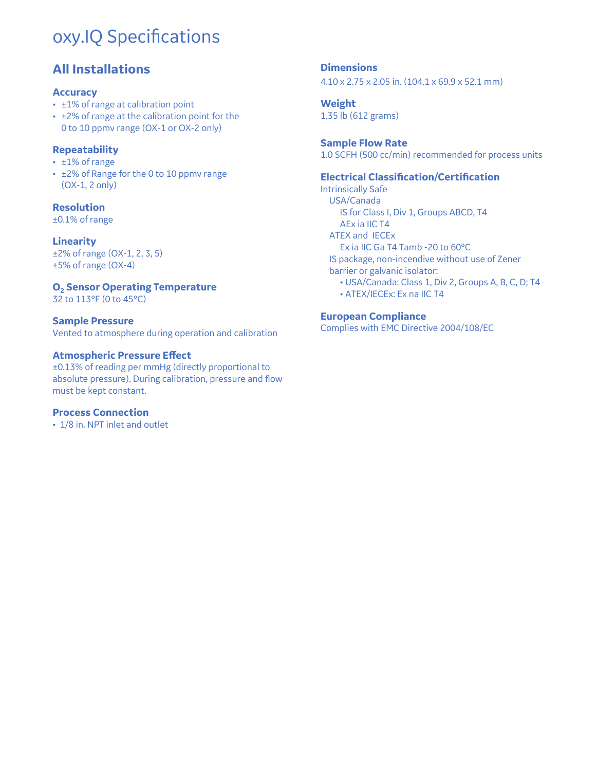# oxy.IQ Specifications

## All Installations

### Accuracy

- ±1% of range at calibration point
- ±2% of range at the calibration point for the 0 to 10 ppmv range (OX-1 or OX-2 only)

### Repeatability

- ±1% of range
- ±2% of Range for the 0 to 10 ppmv range (OX-1, 2 only)

### Resolution

±0.1% of range

### Linearity

±2% of range (OX-1, 2, 3, 5)
±5% of range (OX-4)

### $O_2$ Sensor Operating Temperature

32 to 113°F (0 to 45°C)

### Sample Pressure

Vented to atmosphere during operation and calibration

### Atmospheric Pressure Effect

±0.13% of reading per mmHg (directly proportional to absolute pressure). During calibration, pressure and flow must be kept constant.

### Process Connection

- 1/8 in. NPT inlet and outlet

### Dimensions

4.10 x 2.75 x 2.05 in. (104.1 x 69.9 x 52.1 mm)

### Weight

1.35 lb (612 grams)

### Sample Flow Rate

1.0 SCFH (500 cc/min) recommended for process units

### Electrical Classification/Certification

Intrinsically Safe

USA/Canada

IS for Class I, Div 1, Groups ABCD, T4

AEx ia IIC T4

ATEX and IECEx

Ex ia IIC Ga T4 Tamb -20 to 60°C

IS package, non-incendive without use of Zener barrier or galvanic isolator:

- USA/Canada: Class 1, Div 2, Groups A, B, C, D; T4
- ATEX/IECEx: Ex na IIC T4

### European Compliance

Complies with EMC Directive 2004/108/EC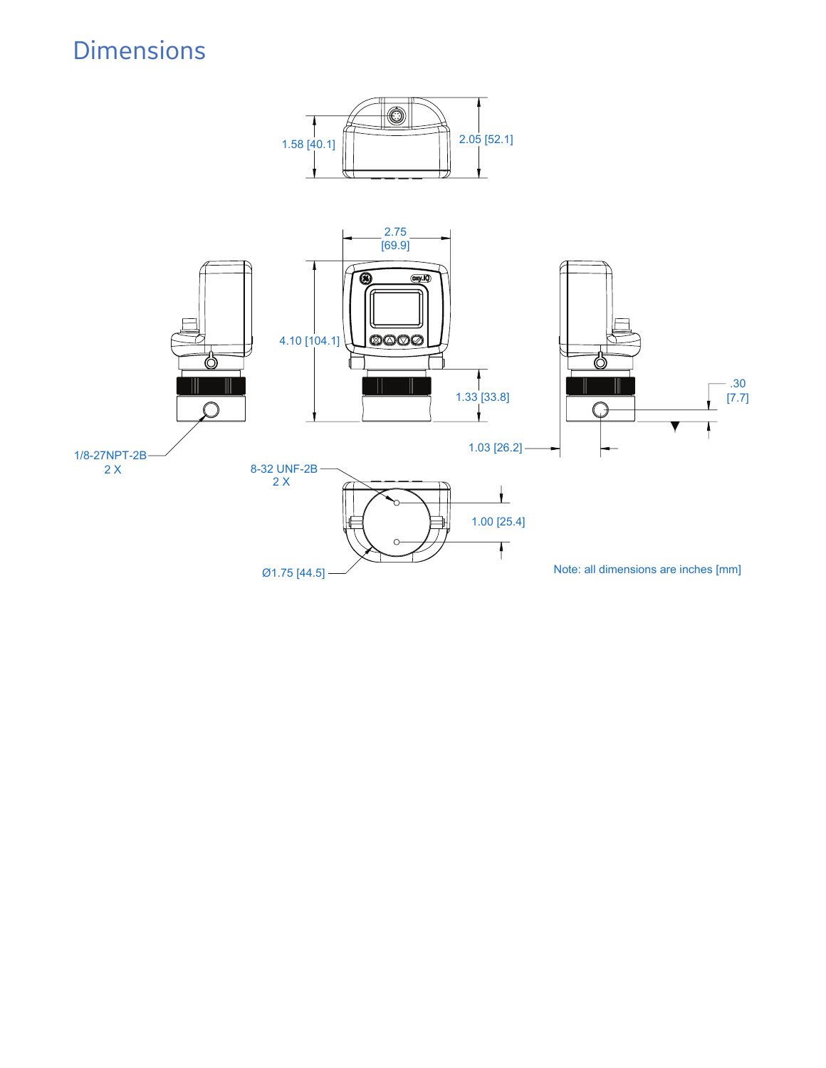# Dimensions

1.58 [40.1]

2.05 [52.1]

2.75
[69.9]

4.10 [104.1]

1.33 [33.8]

.30
[7.7]

1.03 [26.2]

1/8-27NPT-2B
2 X

8-32 UNF-2B
2 X

1.00 [25.4]

Ø1.75 [44.5]

Note: all dimensions are inches [mm]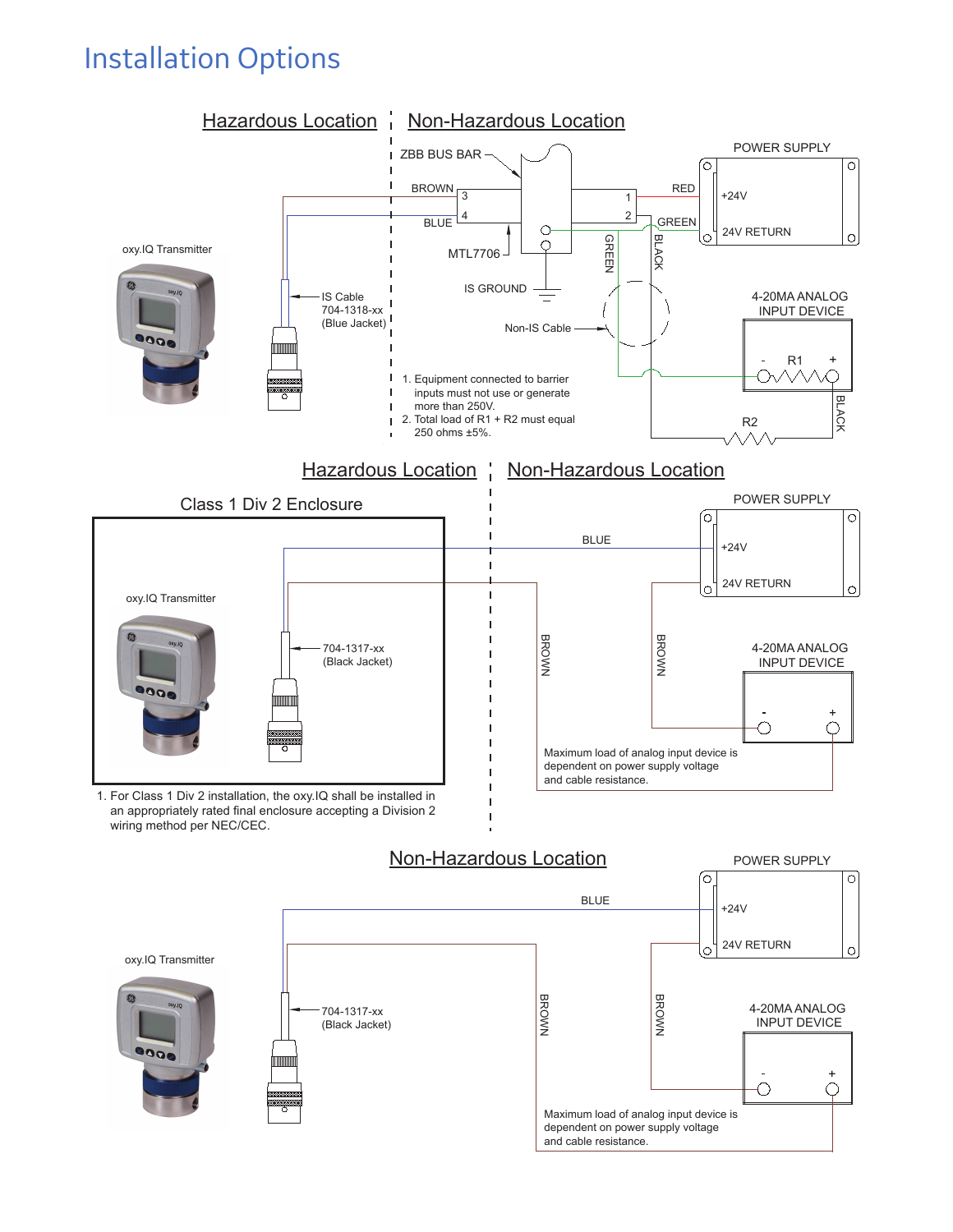# Installation Options

## Hazardous Location | Non-Hazardous Location

ZBB BUS BAR

BROWN 3

BLUE 4

1 RED

2 GREEN

POWER SUPPLY

+24V

24V RETURN

oxy.IQ Transmitter

MTL7706

GREEN

BLACK

IS GROUND

IS Cable 704-1318-xx (Blue Jacket)

Non-IS Cable

4-20MA ANALOG INPUT DEVICE

- R1 +

BLACK

R2

1. Equipment connected to barrier inputs must not use or generate more than 250V.
2. Total load of R1 + R2 must equal 250 ohms ±5%.

## Hazardous Location | Non-Hazardous Location

Class 1 Div 2 Enclosure

oxy.IQ Transmitter

704-1317-xx (Black Jacket)

BLUE

BROWN

BROWN

POWER SUPPLY

+24V

24V RETURN

4-20MA ANALOG INPUT DEVICE

- +

Maximum load of analog input device is dependent on power supply voltage and cable resistance.

1. For Class 1 Div 2 installation, the oxy.IQ shall be installed in an appropriately rated final enclosure accepting a Division 2 wiring method per NEC/CEC.

## Non-Hazardous Location

oxy.IQ Transmitter

704-1317-xx (Black Jacket)

BLUE

BROWN

BROWN

POWER SUPPLY

+24V

24V RETURN

4-20MA ANALOG INPUT DEVICE

- +

Maximum load of analog input device is dependent on power supply voltage and cable resistance.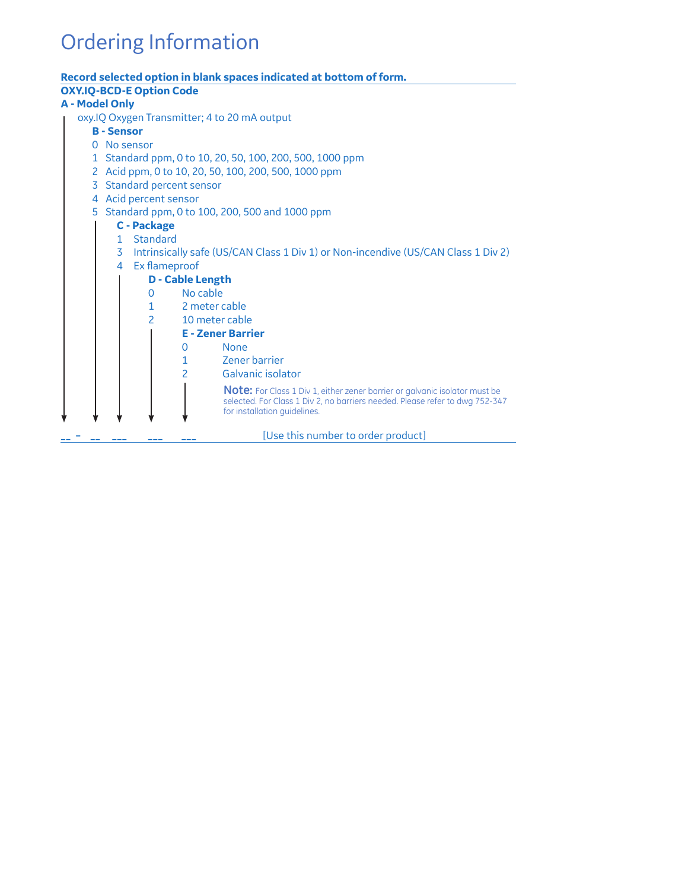# Ordering Information

**Record selected option in blank spaces indicated at bottom of form.**

**OXY.IQ-BCD-E Option Code**

**A - Model Only**

oxy.IQ Oxygen Transmitter; 4 to 20 mA output

**B - Sensor**

- 0 No sensor
- 1 Standard ppm, 0 to 10, 20, 50, 100, 200, 500, 1000 ppm
- 2 Acid ppm, 0 to 10, 20, 50, 100, 200, 500, 1000 ppm
- 3 Standard percent sensor
- 4 Acid percent sensor
- 5 Standard ppm, 0 to 100, 200, 500 and 1000 ppm

**C - Package**

- 1 Standard
- 3 Intrinsically safe (US/CAN Class 1 Div 1) or Non-incendive (US/CAN Class 1 Div 2)
- 4 Ex flameproof

**D - Cable Length**

- 0 No cable
- 1 2 meter cable
- 2 10 meter cable

**E - Zener Barrier**

- 0 None
- 1 Zener barrier
- 2 Galvanic isolator

**Note:** For Class 1 Div 1, either zener barrier or galvanic isolator must be selected. For Class 1 Div 2, no barriers needed. Please refer to dwg 752-347 for installation guidelines.

__ - __ ___ ___ ___ [Use this number to order product]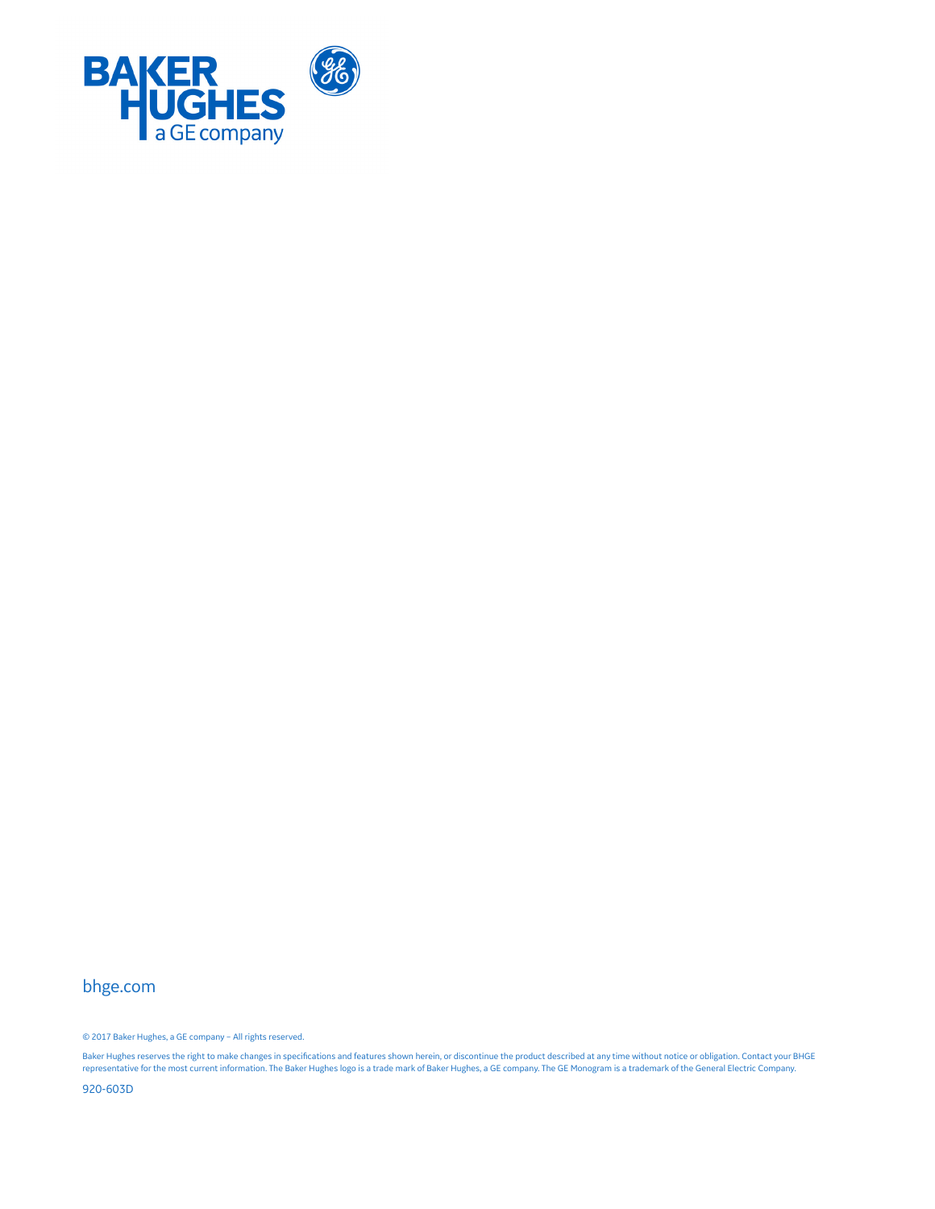bhge.com

© 2017 Baker Hughes, a GE company – All rights reserved.

Baker Hughes reserves the right to make changes in specifications and features shown herein, or discontinue the product described at any time without notice or obligation. Contact your BHGE representative for the most current information. The Baker Hughes logo is a trade mark of Baker Hughes, a GE company. The GE Monogram is a trademark of the General Electric Company.

920-603D